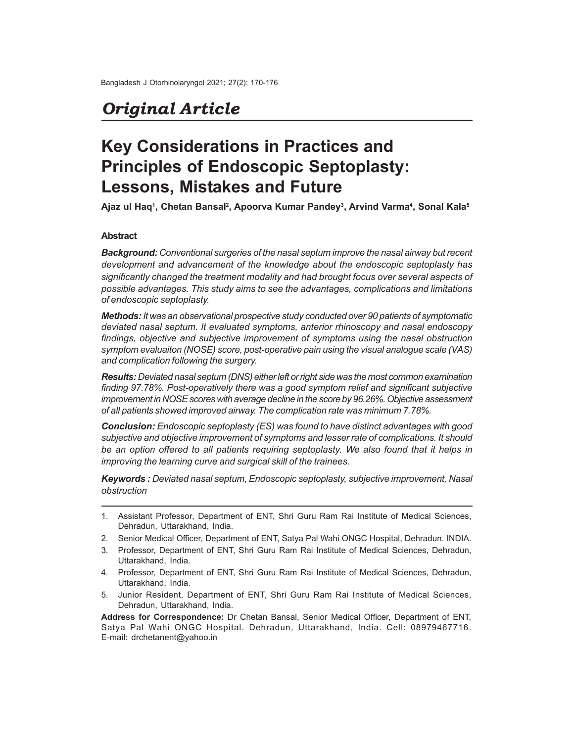# Original Article

# Key Considerations in Practices and Principles of Endoscopic Septoplasty: Lessons, Mistakes and Future

**Ajaz ul Haq[1], Chetan Bansal[2], Apoorva Kumar Pandey[3], Arvind Varma[4], Sonal Kala[5]**

## Abstract

***Background:*** *Conventional surgeries of the nasal septum improve the nasal airway but recent development and advancement of the knowledge about the endoscopic septoplasty has significantly changed the treatment modality and had brought focus over several aspects of possible advantages. This study aims to see the advantages, complications and limitations of endoscopic septoplasty.*

***Methods:*** *It was an observational prospective study conducted over 90 patients of symptomatic deviated nasal septum. It evaluated symptoms, anterior rhinoscopy and nasal endoscopy findings, objective and subjective improvement of symptoms using the nasal obstruction symptom evaluaiton (NOSE) score, post-operative pain using the visual analogue scale (VAS) and complication following the surgery.*

***Results:*** *Deviated nasal septum (DNS) either left or right side was the most common examination finding 97.78%. Post-operatively there was a good symptom relief and significant subjective improvement in NOSE scores with average decline in the score by 96.26%. Objective assessment of all patients showed improved airway. The complication rate was minimum 7.78%.*

***Conclusion:*** *Endoscopic septoplasty (ES) was found to have distinct advantages with good subjective and objective improvement of symptoms and lesser rate of complications. It should be an option offered to all patients requiring septoplasty. We also found that it helps in improving the learning curve and surgical skill of the trainees.*

***Keywords :*** *Deviated nasal septum, Endoscopic septoplasty, subjective improvement, Nasal obstruction*

---

1. Assistant Professor, Department of ENT, Shri Guru Ram Rai Institute of Medical Sciences, Dehradun, Uttarakhand, India.
2. Senior Medical Officer, Department of ENT, Satya Pal Wahi ONGC Hospital, Dehradun. INDIA.
3. Professor, Department of ENT, Shri Guru Ram Rai Institute of Medical Sciences, Dehradun, Uttarakhand, India.
4. Professor, Department of ENT, Shri Guru Ram Rai Institute of Medical Sciences, Dehradun, Uttarakhand, India.
5. Junior Resident, Department of ENT, Shri Guru Ram Rai Institute of Medical Sciences, Dehradun, Uttarakhand, India.

**Address for Correspondence:** Dr Chetan Bansal, Senior Medical Officer, Department of ENT, Satya Pal Wahi ONGC Hospital. Dehradun, Uttarakhand, India. Cell: 08979467716. E-mail: drchetanent@yahoo.in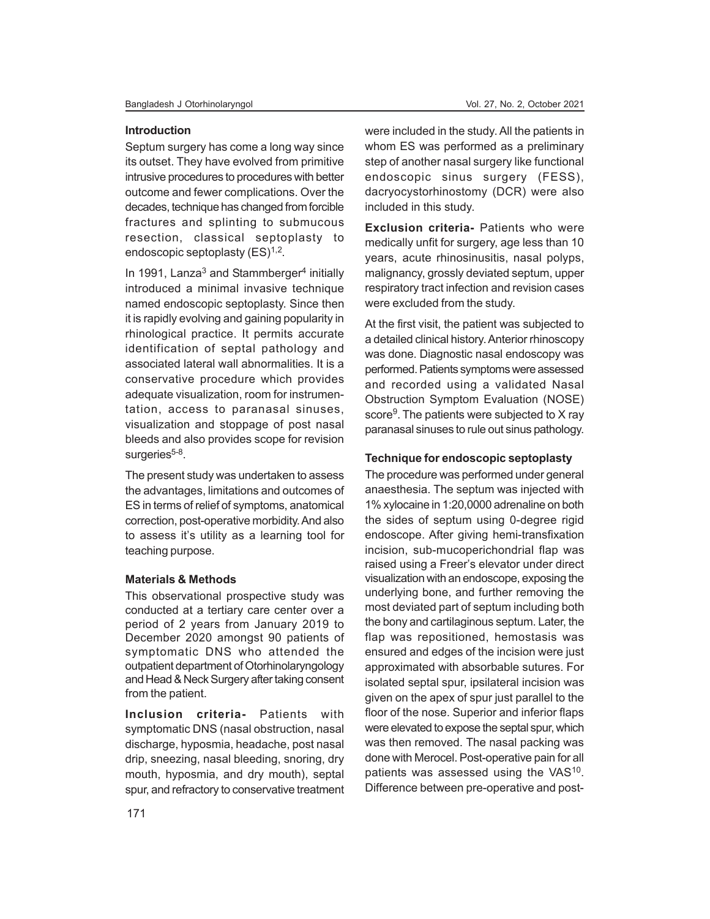## Introduction

Septum surgery has come a long way since its outset. They have evolved from primitive intrusive procedures to procedures with better outcome and fewer complications. Over the decades, technique has changed from forcible fractures and splinting to submucous resection, classical septoplasty to endoscopic septoplasty (ES)[1,2].

In 1991, Lanza[3] and Stammberger[4] initially introduced a minimal invasive technique named endoscopic septoplasty. Since then it is rapidly evolving and gaining popularity in rhinological practice. It permits accurate identification of septal pathology and associated lateral wall abnormalities. It is a conservative procedure which provides adequate visualization, room for instrumentation, access to paranasal sinuses, visualization and stoppage of post nasal bleeds and also provides scope for revision surgeries[5-8].

The present study was undertaken to assess the advantages, limitations and outcomes of ES in terms of relief of symptoms, anatomical correction, post-operative morbidity. And also to assess it's utility as a learning tool for teaching purpose.

## Materials & Methods

This observational prospective study was conducted at a tertiary care center over a period of 2 years from January 2019 to December 2020 amongst 90 patients of symptomatic DNS who attended the outpatient department of Otorhinolaryngology and Head & Neck Surgery after taking consent from the patient.

**Inclusion criteria-** Patients with symptomatic DNS (nasal obstruction, nasal discharge, hyposmia, headache, post nasal drip, sneezing, nasal bleeding, snoring, dry mouth, hyposmia, and dry mouth), septal spur, and refractory to conservative treatment were included in the study. All the patients in whom ES was performed as a preliminary step of another nasal surgery like functional endoscopic sinus surgery (FESS), dacryocystorhinostomy (DCR) were also included in this study.

**Exclusion criteria-** Patients who were medically unfit for surgery, age less than 10 years, acute rhinosinusitis, nasal polyps, malignancy, grossly deviated septum, upper respiratory tract infection and revision cases were excluded from the study.

At the first visit, the patient was subjected to a detailed clinical history. Anterior rhinoscopy was done. Diagnostic nasal endoscopy was performed. Patients symptoms were assessed and recorded using a validated Nasal Obstruction Symptom Evaluation (NOSE) score[9]. The patients were subjected to X ray paranasal sinuses to rule out sinus pathology.

### Technique for endoscopic septoplasty

The procedure was performed under general anaesthesia. The septum was injected with 1% xylocaine in 1:20,0000 adrenaline on both the sides of septum using 0-degree rigid endoscope. After giving hemi-transfixation incision, sub-mucoperichondrial flap was raised using a Freer's elevator under direct visualization with an endoscope, exposing the underlying bone, and further removing the most deviated part of septum including both the bony and cartilaginous septum. Later, the flap was repositioned, hemostasis was ensured and edges of the incision were just approximated with absorbable sutures. For isolated septal spur, ipsilateral incision was given on the apex of spur just parallel to the floor of the nose. Superior and inferior flaps were elevated to expose the septal spur, which was then removed. The nasal packing was done with Merocel. Post-operative pain for all patients was assessed using the VAS[10]. Difference between pre-operative and post-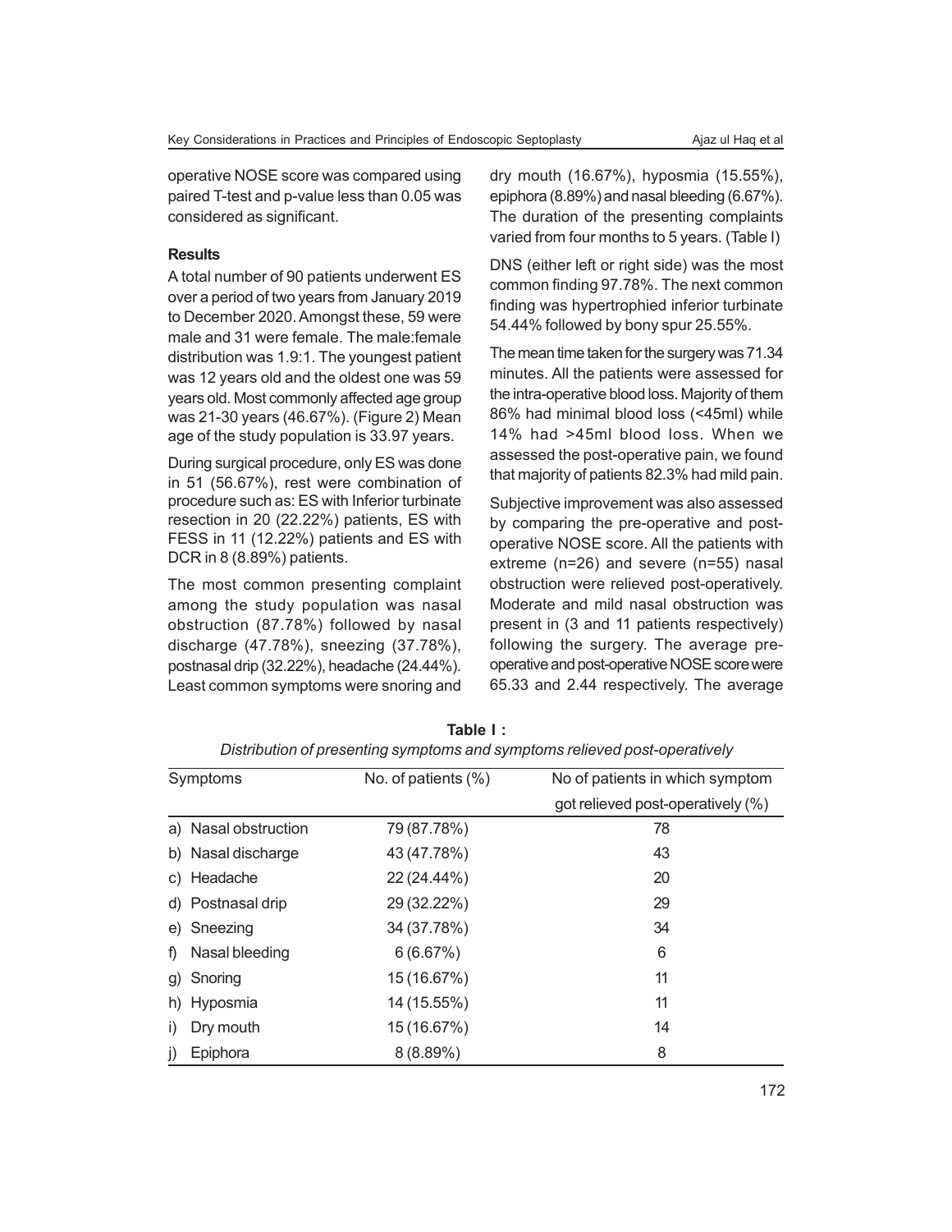operative NOSE score was compared using paired T-test and p-value less than 0.05 was considered as significant.

### Results

A total number of 90 patients underwent ES over a period of two years from January 2019 to December 2020. Amongst these, 59 were male and 31 were female. The male:female distribution was 1.9:1. The youngest patient was 12 years old and the oldest one was 59 years old. Most commonly affected age group was 21-30 years (46.67%). (Figure 2) Mean age of the study population is 33.97 years.

During surgical procedure, only ES was done in 51 (56.67%), rest were combination of procedure such as: ES with Inferior turbinate resection in 20 (22.22%) patients, ES with FESS in 11 (12.22%) patients and ES with DCR in 8 (8.89%) patients.

The most common presenting complaint among the study population was nasal obstruction (87.78%) followed by nasal discharge (47.78%), sneezing (37.78%), postnasal drip (32.22%), headache (24.44%). Least common symptoms were snoring and dry mouth (16.67%), hyposmia (15.55%), epiphora (8.89%) and nasal bleeding (6.67%). The duration of the presenting complaints varied from four months to 5 years. (Table I)

DNS (either left or right side) was the most common finding 97.78%. The next common finding was hypertrophied inferior turbinate 54.44% followed by bony spur 25.55%.

The mean time taken for the surgery was 71.34 minutes. All the patients were assessed for the intra-operative blood loss. Majority of them 86% had minimal blood loss (<45ml) while 14% had >45ml blood loss. When we assessed the post-operative pain, we found that majority of patients 82.3% had mild pain.

Subjective improvement was also assessed by comparing the pre-operative and post-operative NOSE score. All the patients with extreme (n=26) and severe (n=55) nasal obstruction were relieved post-operatively. Moderate and mild nasal obstruction was present in (3 and 11 patients respectively) following the surgery. The average pre-operative and post-operative NOSE score were 65.33 and 2.44 respectively. The average

**Table I :**

*Distribution of presenting symptoms and symptoms relieved post-operatively*

| Symptoms | No. of patients (%) | No of patients in which symptom got relieved post-operatively (%) |
|---|---|---|
| a) Nasal obstruction | 79 (87.78%) | 78 |
| b) Nasal discharge | 43 (47.78%) | 43 |
| c) Headache | 22 (24.44%) | 20 |
| d) Postnasal drip | 29 (32.22%) | 29 |
| e) Sneezing | 34 (37.78%) | 34 |
| f) Nasal bleeding | 6 (6.67%) | 6 |
| g) Snoring | 15 (16.67%) | 11 |
| h) Hyposmia | 14 (15.55%) | 11 |
| i) Dry mouth | 15 (16.67%) | 14 |
| j) Epiphora | 8 (8.89%) | 8 |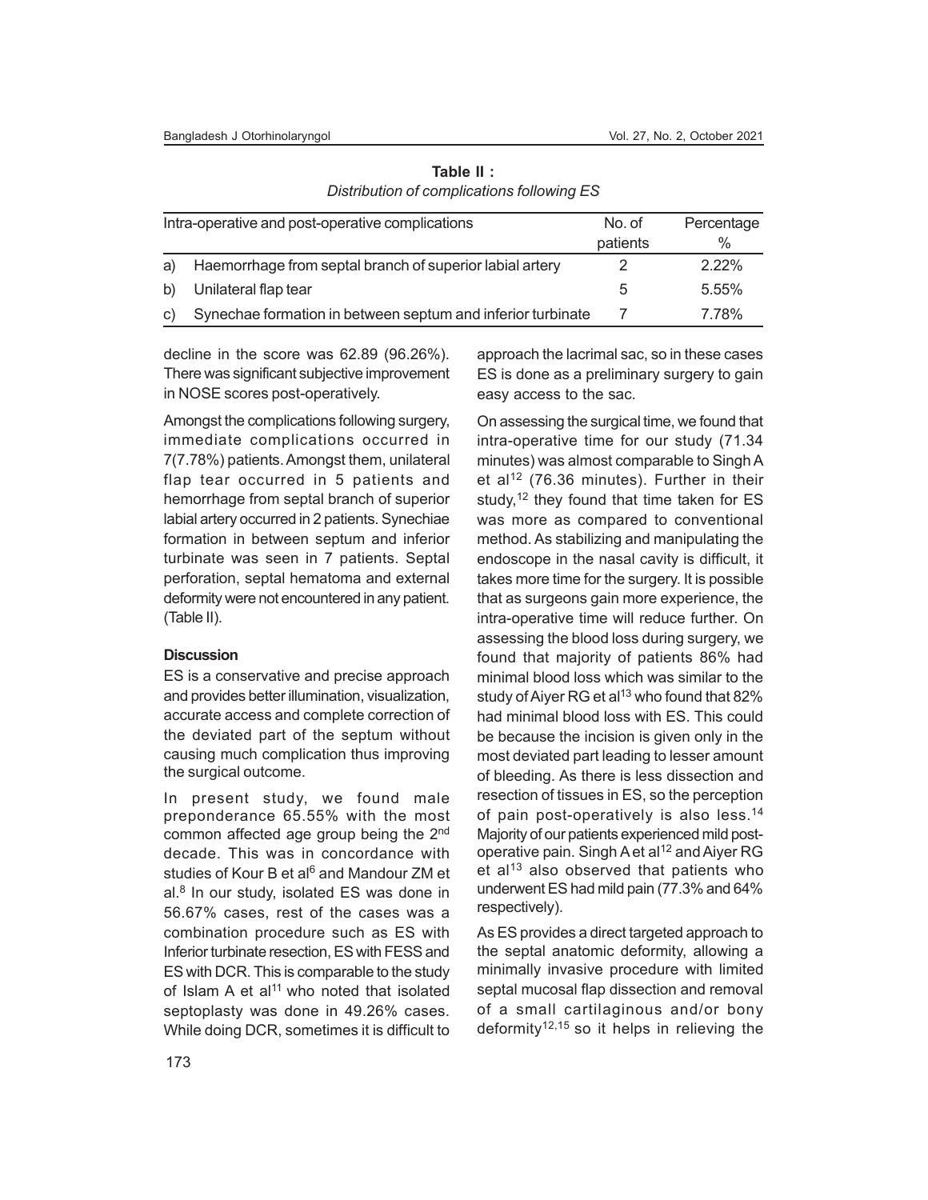**Table II :**
*Distribution of complications following ES*

| Intra-operative and post-operative complications | No. of patients | Percentage % |
|---|---|---|
| a) Haemorrhage from septal branch of superior labial artery | 2 | 2.22% |
| b) Unilateral flap tear | 5 | 5.55% |
| c) Synechae formation in between septum and inferior turbinate | 7 | 7.78% |

decline in the score was 62.89 (96.26%). There was significant subjective improvement in NOSE scores post-operatively.

Amongst the complications following surgery, immediate complications occurred in 7(7.78%) patients. Amongst them, unilateral flap tear occurred in 5 patients and hemorrhage from septal branch of superior labial artery occurred in 2 patients. Synechiae formation in between septum and inferior turbinate was seen in 7 patients. Septal perforation, septal hematoma and external deformity were not encountered in any patient. (Table II).

**Discussion**

ES is a conservative and precise approach and provides better illumination, visualization, accurate access and complete correction of the deviated part of the septum without causing much complication thus improving the surgical outcome.

In present study, we found male preponderance 65.55% with the most common affected age group being the 2nd decade. This was in concordance with studies of Kour B et al[6] and Mandour ZM et al.[8] In our study, isolated ES was done in 56.67% cases, rest of the cases was a combination procedure such as ES with Inferior turbinate resection, ES with FESS and ES with DCR. This is comparable to the study of Islam A et al[11] who noted that isolated septoplasty was done in 49.26% cases. While doing DCR, sometimes it is difficult to approach the lacrimal sac, so in these cases ES is done as a preliminary surgery to gain easy access to the sac.

On assessing the surgical time, we found that intra-operative time for our study (71.34 minutes) was almost comparable to Singh A et al[12] (76.36 minutes). Further in their study,[12] they found that time taken for ES was more as compared to conventional method. As stabilizing and manipulating the endoscope in the nasal cavity is difficult, it takes more time for the surgery. It is possible that as surgeons gain more experience, the intra-operative time will reduce further. On assessing the blood loss during surgery, we found that majority of patients 86% had minimal blood loss which was similar to the study of Aiyer RG et al[13] who found that 82% had minimal blood loss with ES. This could be because the incision is given only in the most deviated part leading to lesser amount of bleeding. As there is less dissection and resection of tissues in ES, so the perception of pain post-operatively is also less.[14] Majority of our patients experienced mild post-operative pain. Singh A et al[12] and Aiyer RG et al[13] also observed that patients who underwent ES had mild pain (77.3% and 64% respectively).

As ES provides a direct targeted approach to the septal anatomic deformity, allowing a minimally invasive procedure with limited septal mucosal flap dissection and removal of a small cartilaginous and/or bony deformity[12,15] so it helps in relieving the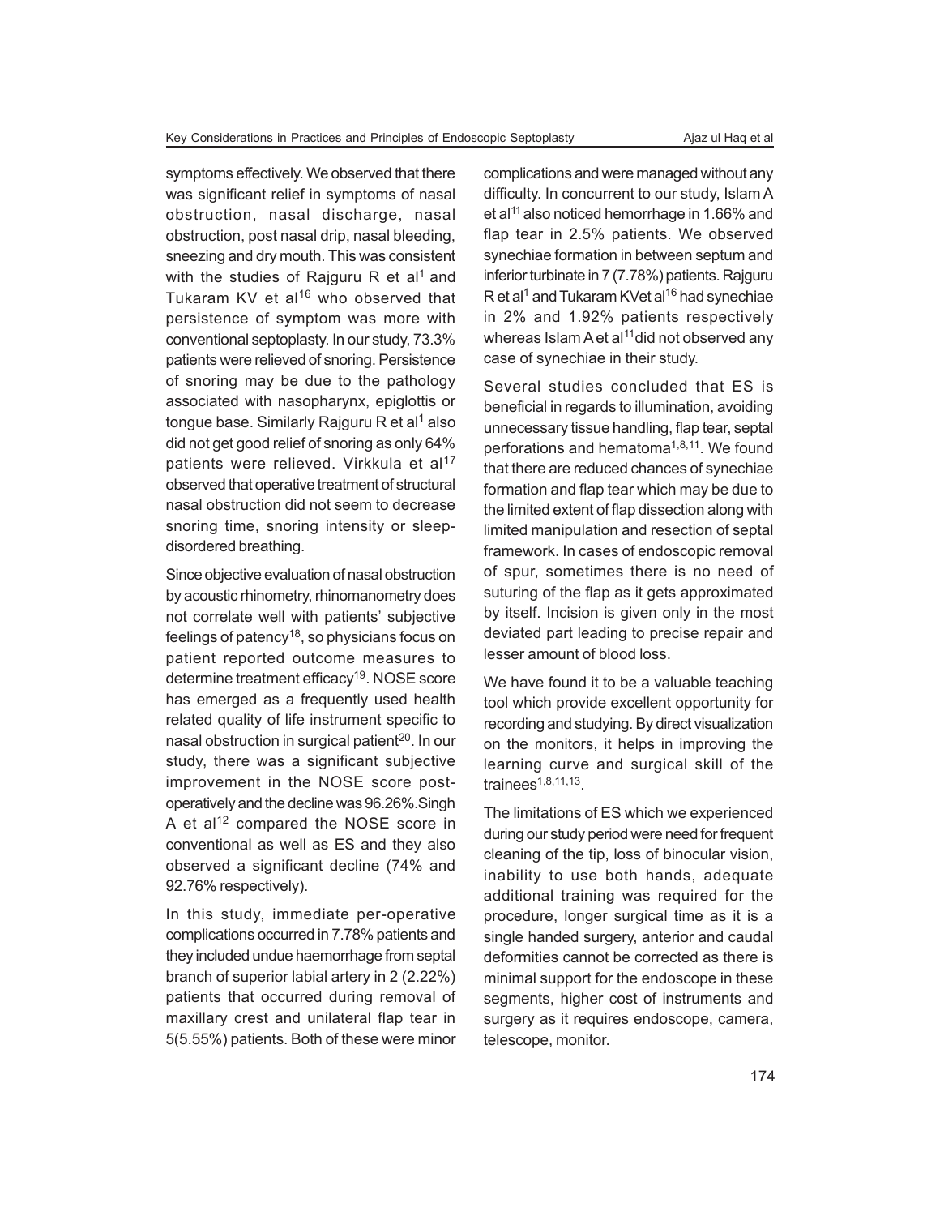symptoms effectively. We observed that there was significant relief in symptoms of nasal obstruction, nasal discharge, nasal obstruction, post nasal drip, nasal bleeding, sneezing and dry mouth. This was consistent with the studies of Rajguru R et al[1] and Tukaram KV et al[16] who observed that persistence of symptom was more with conventional septoplasty. In our study, 73.3% patients were relieved of snoring. Persistence of snoring may be due to the pathology associated with nasopharynx, epiglottis or tongue base. Similarly Rajguru R et al[1] also did not get good relief of snoring as only 64% patients were relieved. Virkkula et al[17] observed that operative treatment of structural nasal obstruction did not seem to decrease snoring time, snoring intensity or sleep-disordered breathing.

Since objective evaluation of nasal obstruction by acoustic rhinometry, rhinomanometry does not correlate well with patients' subjective feelings of patency[18], so physicians focus on patient reported outcome measures to determine treatment efficacy[19]. NOSE score has emerged as a frequently used health related quality of life instrument specific to nasal obstruction in surgical patient[20]. In our study, there was a significant subjective improvement in the NOSE score post-operatively and the decline was 96.26%.Singh A et al[12] compared the NOSE score in conventional as well as ES and they also observed a significant decline (74% and 92.76% respectively).

In this study, immediate per-operative complications occurred in 7.78% patients and they included undue haemorrhage from septal branch of superior labial artery in 2 (2.22%) patients that occurred during removal of maxillary crest and unilateral flap tear in 5(5.55%) patients. Both of these were minor complications and were managed without any difficulty. In concurrent to our study, Islam A et al[11] also noticed hemorrhage in 1.66% and flap tear in 2.5% patients. We observed synechiae formation in between septum and inferior turbinate in 7 (7.78%) patients. Rajguru R et al[1] and Tukaram KVet al[16] had synechiae in 2% and 1.92% patients respectively whereas Islam A et al[11]did not observed any case of synechiae in their study.

Several studies concluded that ES is beneficial in regards to illumination, avoiding unnecessary tissue handling, flap tear, septal perforations and hematoma[1,8,11]. We found that there are reduced chances of synechiae formation and flap tear which may be due to the limited extent of flap dissection along with limited manipulation and resection of septal framework. In cases of endoscopic removal of spur, sometimes there is no need of suturing of the flap as it gets approximated by itself. Incision is given only in the most deviated part leading to precise repair and lesser amount of blood loss.

We have found it to be a valuable teaching tool which provide excellent opportunity for recording and studying. By direct visualization on the monitors, it helps in improving the learning curve and surgical skill of the trainees[1,8,11,13].

The limitations of ES which we experienced during our study period were need for frequent cleaning of the tip, loss of binocular vision, inability to use both hands, adequate additional training was required for the procedure, longer surgical time as it is a single handed surgery, anterior and caudal deformities cannot be corrected as there is minimal support for the endoscope in these segments, higher cost of instruments and surgery as it requires endoscope, camera, telescope, monitor.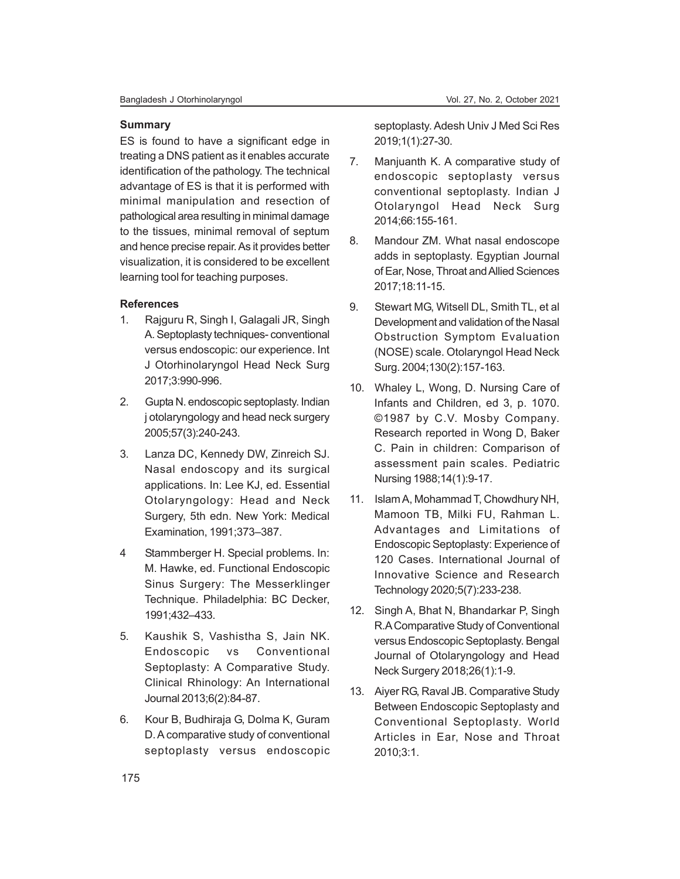## Summary

ES is found to have a significant edge in treating a DNS patient as it enables accurate identification of the pathology. The technical advantage of ES is that it is performed with minimal manipulation and resection of pathological area resulting in minimal damage to the tissues, minimal removal of septum and hence precise repair. As it provides better visualization, it is considered to be excellent learning tool for teaching purposes.

## References

1. Rajguru R, Singh I, Galagali JR, Singh A. Septoplasty techniques- conventional versus endoscopic: our experience. Int J Otorhinolaryngol Head Neck Surg 2017;3:990-996.
2. Gupta N. endoscopic septoplasty. Indian j otolaryngology and head neck surgery 2005;57(3):240-243.
3. Lanza DC, Kennedy DW, Zinreich SJ. Nasal endoscopy and its surgical applications. In: Lee KJ, ed. Essential Otolaryngology: Head and Neck Surgery, 5th edn. New York: Medical Examination, 1991;373–387.
4. Stammberger H. Special problems. In: M. Hawke, ed. Functional Endoscopic Sinus Surgery: The Messerklinger Technique. Philadelphia: BC Decker, 1991;432–433.
5. Kaushik S, Vashistha S, Jain NK. Endoscopic vs Conventional Septoplasty: A Comparative Study. Clinical Rhinology: An International Journal 2013;6(2):84-87.
6. Kour B, Budhiraja G, Dolma K, Guram D. A comparative study of conventional septoplasty versus endoscopic septoplasty. Adesh Univ J Med Sci Res 2019;1(1):27-30.
7. Manjuanth K. A comparative study of endoscopic septoplasty versus conventional septoplasty. Indian J Otolaryngol Head Neck Surg 2014;66:155-161.
8. Mandour ZM. What nasal endoscope adds in septoplasty. Egyptian Journal of Ear, Nose, Throat and Allied Sciences 2017;18:11-15.
9. Stewart MG, Witsell DL, Smith TL, et al Development and validation of the Nasal Obstruction Symptom Evaluation (NOSE) scale. Otolaryngol Head Neck Surg. 2004;130(2):157-163.
10. Whaley L, Wong, D. Nursing Care of Infants and Children, ed 3, p. 1070. ©1987 by C.V. Mosby Company. Research reported in Wong D, Baker C. Pain in children: Comparison of assessment pain scales. Pediatric Nursing 1988;14(1):9-17.
11. Islam A, Mohammad T, Chowdhury NH, Mamoon TB, Milki FU, Rahman L. Advantages and Limitations of Endoscopic Septoplasty: Experience of 120 Cases. International Journal of Innovative Science and Research Technology 2020;5(7):233-238.
12. Singh A, Bhat N, Bhandarkar P, Singh R. A Comparative Study of Conventional versus Endoscopic Septoplasty. Bengal Journal of Otolaryngology and Head Neck Surgery 2018;26(1):1-9.
13. Aiyer RG, Raval JB. Comparative Study Between Endoscopic Septoplasty and Conventional Septoplasty. World Articles in Ear, Nose and Throat 2010;3:1.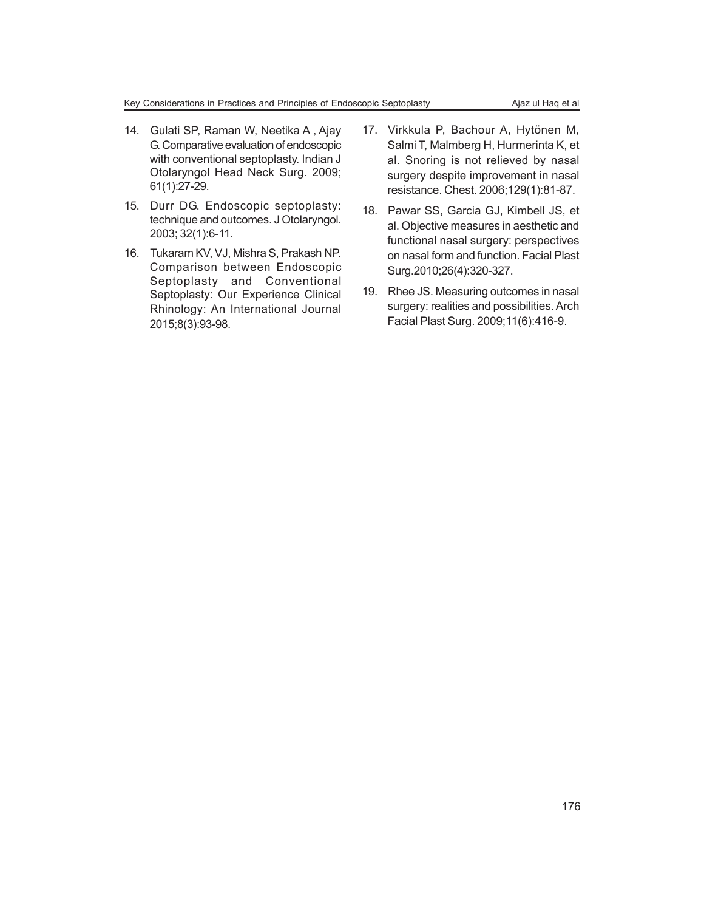14. Gulati SP, Raman W, Neetika A , Ajay G. Comparative evaluation of endoscopic with conventional septoplasty. Indian J Otolaryngol Head Neck Surg. 2009; 61(1):27-29.

15. Durr DG. Endoscopic septoplasty: technique and outcomes. J Otolaryngol. 2003; 32(1):6-11.

16. Tukaram KV, VJ, Mishra S, Prakash NP. Comparison between Endoscopic Septoplasty and Conventional Septoplasty: Our Experience Clinical Rhinology: An International Journal 2015;8(3):93-98.

17. Virkkula P, Bachour A, Hytönen M, Salmi T, Malmberg H, Hurmerinta K, et al. Snoring is not relieved by nasal surgery despite improvement in nasal resistance. Chest. 2006;129(1):81-87.

18. Pawar SS, Garcia GJ, Kimbell JS, et al. Objective measures in aesthetic and functional nasal surgery: perspectives on nasal form and function. Facial Plast Surg.2010;26(4):320-327.

19. Rhee JS. Measuring outcomes in nasal surgery: realities and possibilities. Arch Facial Plast Surg. 2009;11(6):416-9.